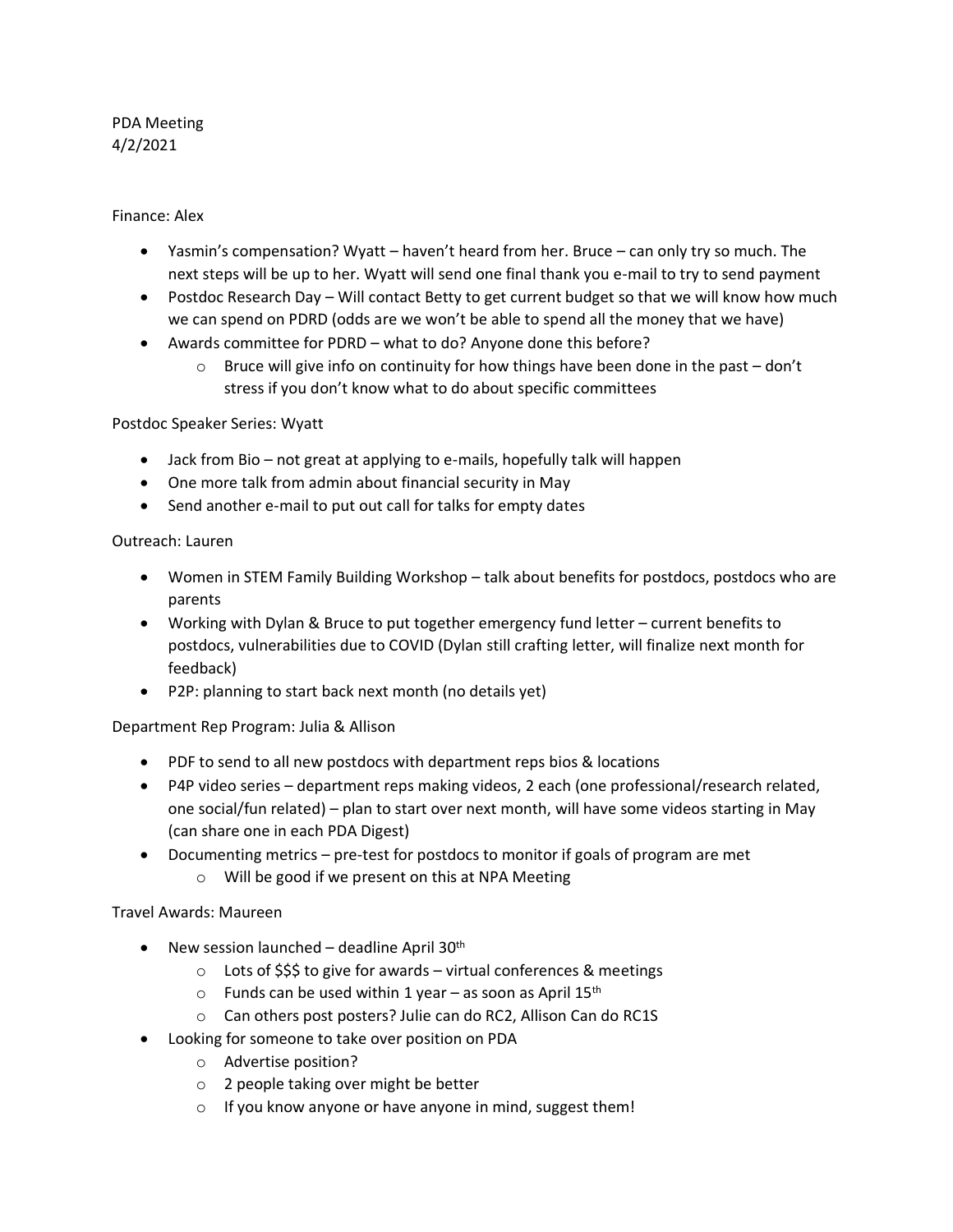PDA Meeting
4/2/2021

Finance: Alex

- Yasmin's compensation? Wyatt – haven't heard from her. Bruce – can only try so much. The next steps will be up to her. Wyatt will send one final thank you e-mail to try to send payment
- Postdoc Research Day – Will contact Betty to get current budget so that we will know how much we can spend on PDRD (odds are we won't be able to spend all the money that we have)
- Awards committee for PDRD – what to do? Anyone done this before?
  - Bruce will give info on continuity for how things have been done in the past – don't stress if you don't know what to do about specific committees

Postdoc Speaker Series: Wyatt

- Jack from Bio – not great at applying to e-mails, hopefully talk will happen
- One more talk from admin about financial security in May
- Send another e-mail to put out call for talks for empty dates

Outreach: Lauren

- Women in STEM Family Building Workshop – talk about benefits for postdocs, postdocs who are parents
- Working with Dylan & Bruce to put together emergency fund letter – current benefits to postdocs, vulnerabilities due to COVID (Dylan still crafting letter, will finalize next month for feedback)
- P2P: planning to start back next month (no details yet)

Department Rep Program: Julia & Allison

- PDF to send to all new postdocs with department reps bios & locations
- P4P video series – department reps making videos, 2 each (one professional/research related, one social/fun related) – plan to start over next month, will have some videos starting in May (can share one in each PDA Digest)
- Documenting metrics – pre-test for postdocs to monitor if goals of program are met
  - Will be good if we present on this at NPA Meeting

Travel Awards: Maureen

- New session launched – deadline April 30th
  - Lots of $$$ to give for awards – virtual conferences & meetings
  - Funds can be used within 1 year – as soon as April 15th
  - Can others post posters? Julie can do RC2, Allison Can do RC1S
- Looking for someone to take over position on PDA
  - Advertise position?
  - 2 people taking over might be better
  - If you know anyone or have anyone in mind, suggest them!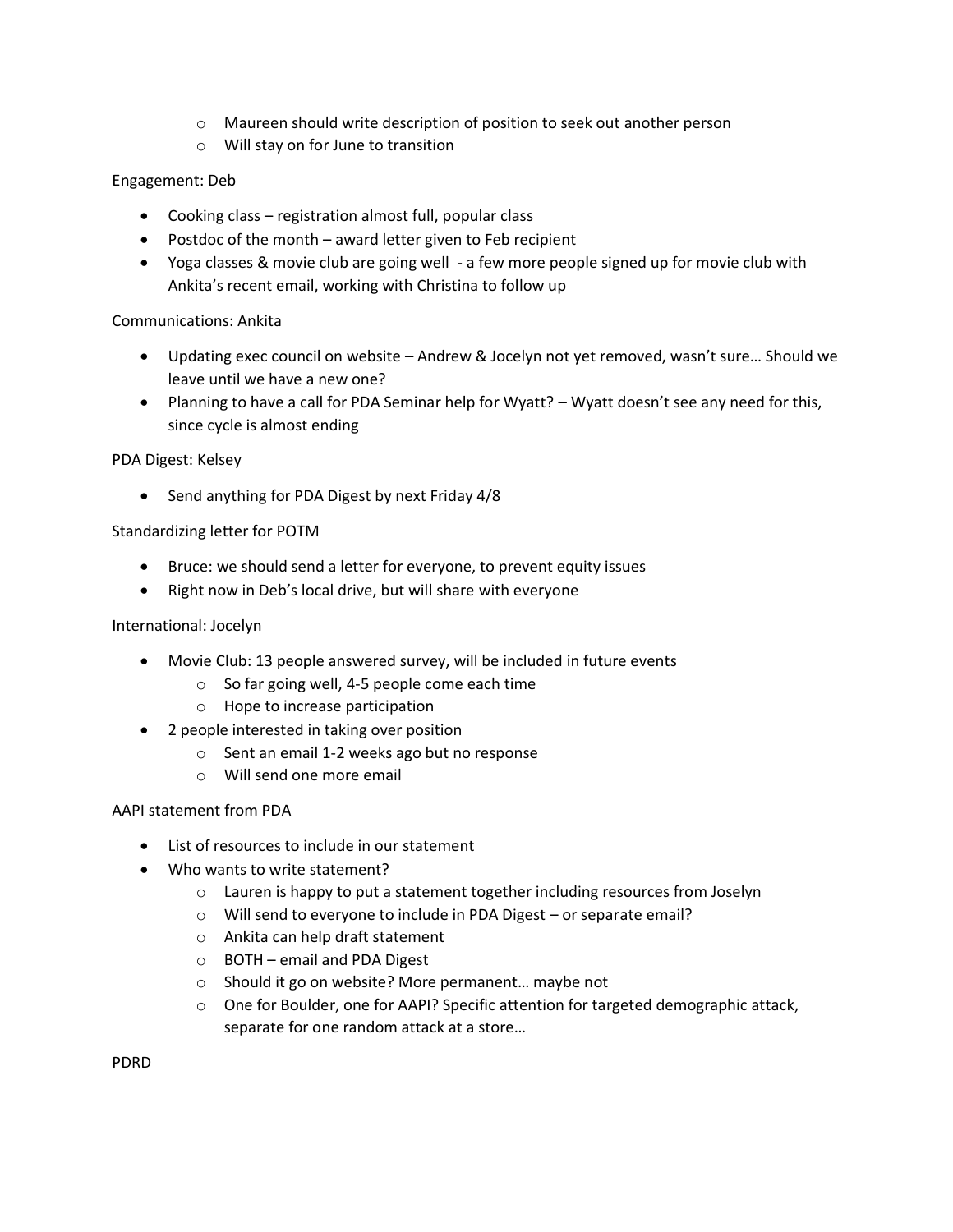- Maureen should write description of position to seek out another person
  - Will stay on for June to transition

Engagement: Deb

- Cooking class – registration almost full, popular class
- Postdoc of the month – award letter given to Feb recipient
- Yoga classes & movie club are going well - a few more people signed up for movie club with Ankita's recent email, working with Christina to follow up

Communications: Ankita

- Updating exec council on website – Andrew & Jocelyn not yet removed, wasn't sure… Should we leave until we have a new one?
- Planning to have a call for PDA Seminar help for Wyatt? – Wyatt doesn't see any need for this, since cycle is almost ending

PDA Digest: Kelsey

- Send anything for PDA Digest by next Friday 4/8

Standardizing letter for POTM

- Bruce: we should send a letter for everyone, to prevent equity issues
- Right now in Deb's local drive, but will share with everyone

International: Jocelyn

- Movie Club: 13 people answered survey, will be included in future events
  - So far going well, 4-5 people come each time
  - Hope to increase participation
- 2 people interested in taking over position
  - Sent an email 1-2 weeks ago but no response
  - Will send one more email

AAPI statement from PDA

- List of resources to include in our statement
- Who wants to write statement?
  - Lauren is happy to put a statement together including resources from Joselyn
  - Will send to everyone to include in PDA Digest – or separate email?
  - Ankita can help draft statement
  - BOTH – email and PDA Digest
  - Should it go on website? More permanent… maybe not
  - One for Boulder, one for AAPI? Specific attention for targeted demographic attack, separate for one random attack at a store…

PDRD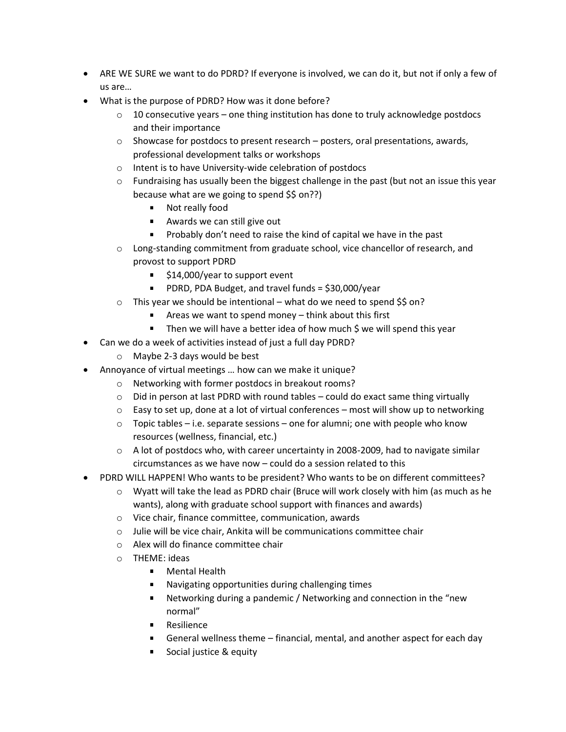- ARE WE SURE we want to do PDRD? If everyone is involved, we can do it, but not if only a few of us are…
- What is the purpose of PDRD? How was it done before?
    - 10 consecutive years – one thing institution has done to truly acknowledge postdocs and their importance
    - Showcase for postdocs to present research – posters, oral presentations, awards, professional development talks or workshops
    - Intent is to have University-wide celebration of postdocs
    - Fundraising has usually been the biggest challenge in the past (but not an issue this year because what are we going to spend $$ on??)
        - Not really food
        - Awards we can still give out
        - Probably don't need to raise the kind of capital we have in the past
    - Long-standing commitment from graduate school, vice chancellor of research, and provost to support PDRD
        - $14,000/year to support event
        - PDRD, PDA Budget, and travel funds = $30,000/year
    - This year we should be intentional – what do we need to spend $$ on?
        - Areas we want to spend money – think about this first
        - Then we will have a better idea of how much $ we will spend this year
- Can we do a week of activities instead of just a full day PDRD?
    - Maybe 2-3 days would be best
- Annoyance of virtual meetings … how can we make it unique?
    - Networking with former postdocs in breakout rooms?
    - Did in person at last PDRD with round tables – could do exact same thing virtually
    - Easy to set up, done at a lot of virtual conferences – most will show up to networking
    - Topic tables – i.e. separate sessions – one for alumni; one with people who know resources (wellness, financial, etc.)
    - A lot of postdocs who, with career uncertainty in 2008-2009, had to navigate similar circumstances as we have now – could do a session related to this
- PDRD WILL HAPPEN! Who wants to be president? Who wants to be on different committees?
    - Wyatt will take the lead as PDRD chair (Bruce will work closely with him (as much as he wants), along with graduate school support with finances and awards)
    - Vice chair, finance committee, communication, awards
    - Julie will be vice chair, Ankita will be communications committee chair
    - Alex will do finance committee chair
    - THEME: ideas
        - Mental Health
        - Navigating opportunities during challenging times
        - Networking during a pandemic / Networking and connection in the "new normal"
        - Resilience
        - General wellness theme – financial, mental, and another aspect for each day
        - Social justice & equity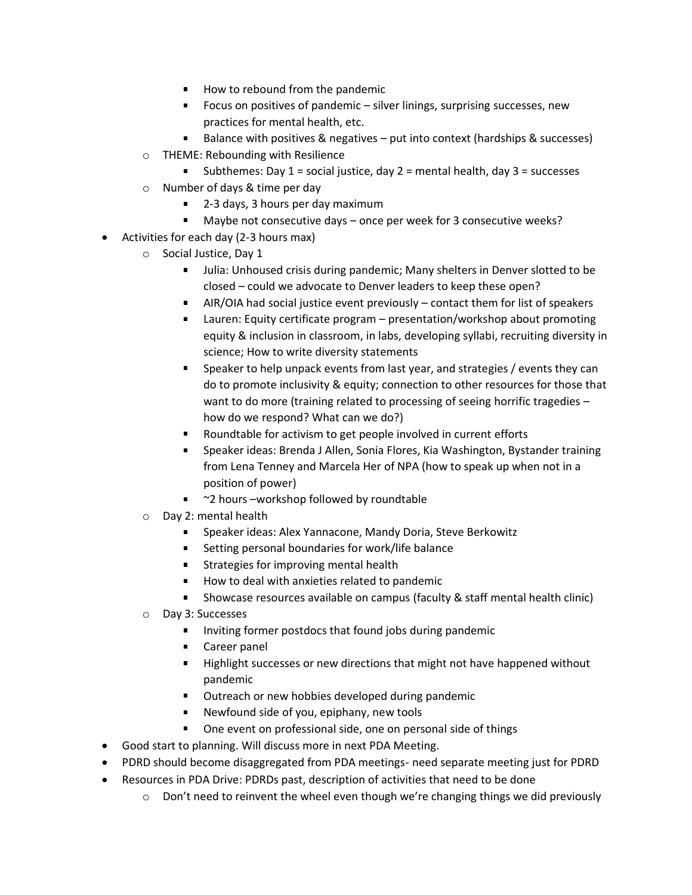- How to rebound from the pandemic
        - Focus on positives of pandemic – silver linings, surprising successes, new practices for mental health, etc.
        - Balance with positives & negatives – put into context (hardships & successes)
    - THEME: Rebounding with Resilience
        - Subthemes: Day 1 = social justice, day 2 = mental health, day 3 = successes
    - Number of days & time per day
        - 2-3 days, 3 hours per day maximum
        - Maybe not consecutive days – once per week for 3 consecutive weeks?
- Activities for each day (2-3 hours max)
    - Social Justice, Day 1
        - Julia: Unhoused crisis during pandemic; Many shelters in Denver slotted to be closed – could we advocate to Denver leaders to keep these open?
        - AIR/OIA had social justice event previously – contact them for list of speakers
        - Lauren: Equity certificate program – presentation/workshop about promoting equity & inclusion in classroom, in labs, developing syllabi, recruiting diversity in science; How to write diversity statements
        - Speaker to help unpack events from last year, and strategies / events they can do to promote inclusivity & equity; connection to other resources for those that want to do more (training related to processing of seeing horrific tragedies – how do we respond? What can we do?)
        - Roundtable for activism to get people involved in current efforts
        - Speaker ideas: Brenda J Allen, Sonia Flores, Kia Washington, Bystander training from Lena Tenney and Marcela Her of NPA (how to speak up when not in a position of power)
        - ~2 hours –workshop followed by roundtable
    - Day 2: mental health
        - Speaker ideas: Alex Yannacone, Mandy Doria, Steve Berkowitz
        - Setting personal boundaries for work/life balance
        - Strategies for improving mental health
        - How to deal with anxieties related to pandemic
        - Showcase resources available on campus (faculty & staff mental health clinic)
    - Day 3: Successes
        - Inviting former postdocs that found jobs during pandemic
        - Career panel
        - Highlight successes or new directions that might not have happened without pandemic
        - Outreach or new hobbies developed during pandemic
        - Newfound side of you, epiphany, new tools
        - One event on professional side, one on personal side of things
- Good start to planning. Will discuss more in next PDA Meeting.
- PDRD should become disaggregated from PDA meetings- need separate meeting just for PDRD
- Resources in PDA Drive: PDRDs past, description of activities that need to be done
    - Don't need to reinvent the wheel even though we're changing things we did previously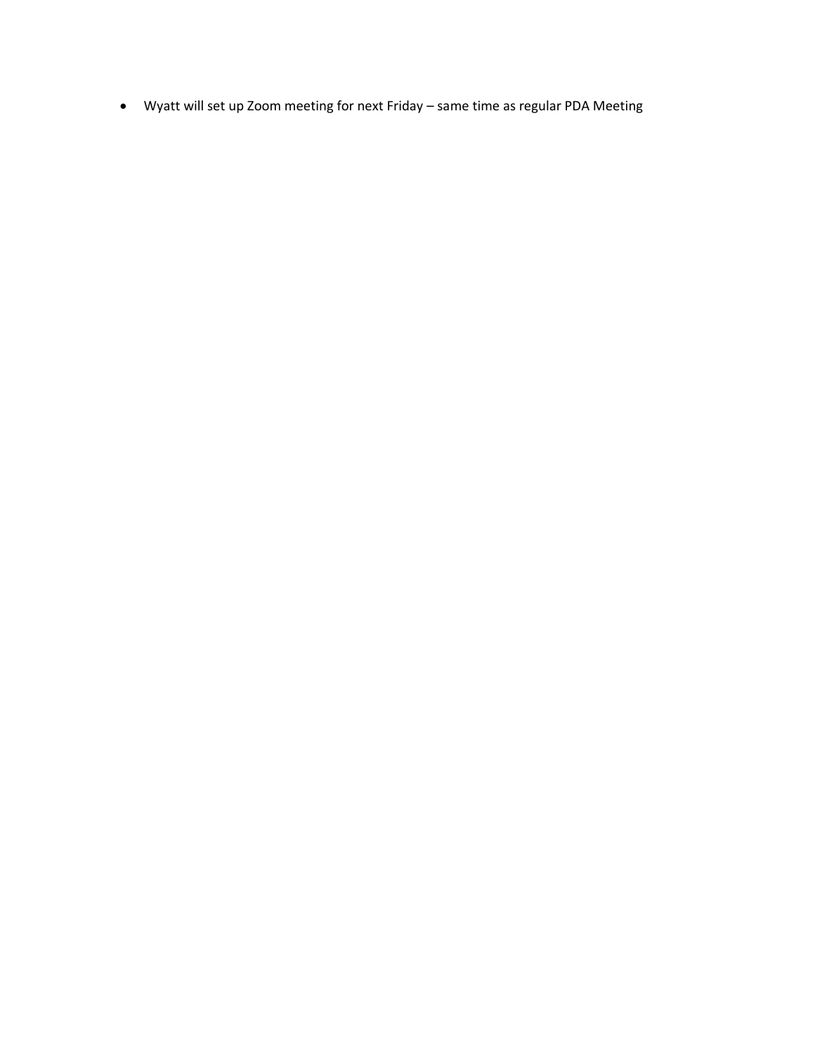- Wyatt will set up Zoom meeting for next Friday – same time as regular PDA Meeting